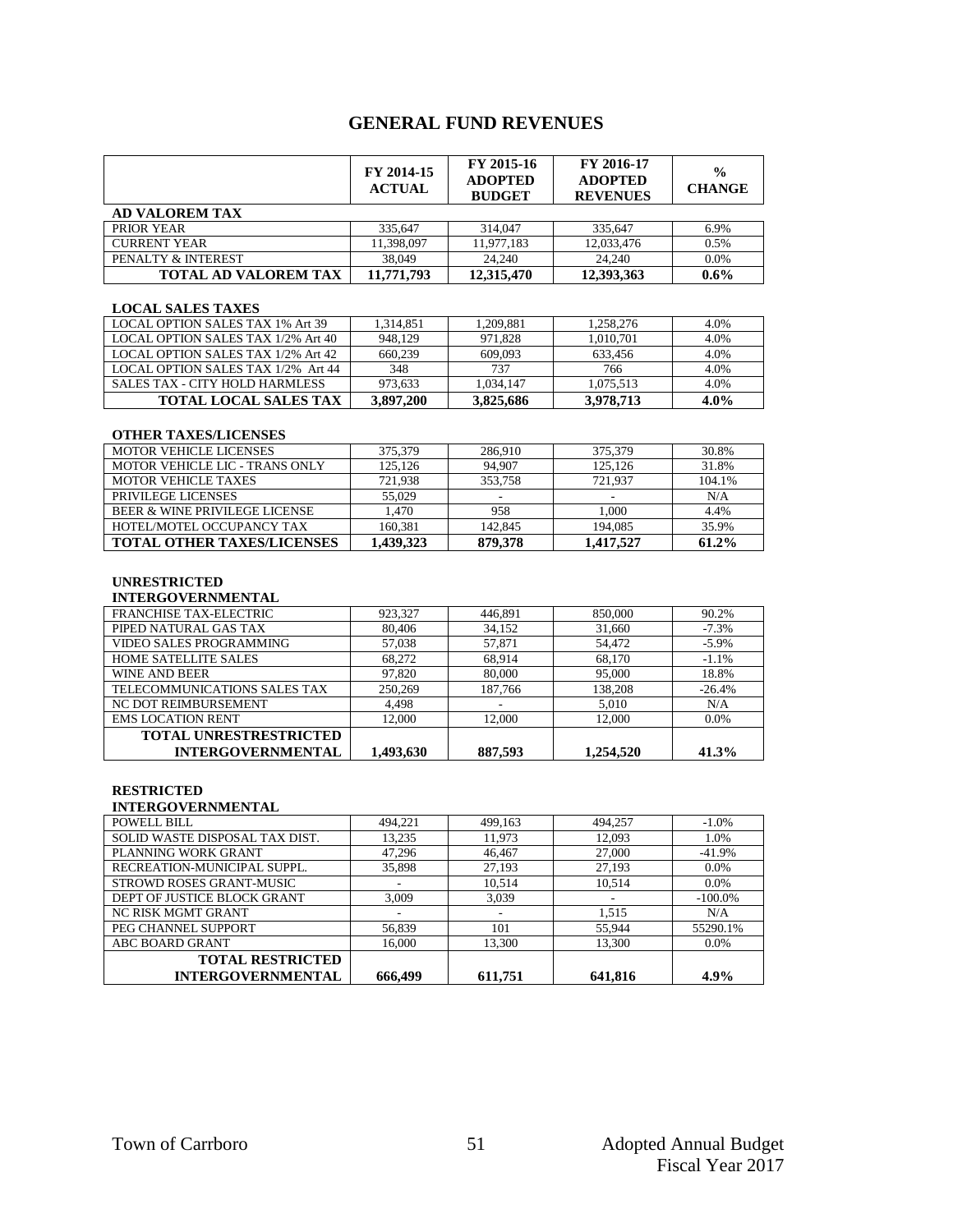# GENERAL FUND REVENUES

| | FY 2014-15 ACTUAL | FY 2015-16 ADOPTED BUDGET | FY 2016-17 ADOPTED REVENUES | % CHANGE |
|---|---|---|---|---|
| **AD VALOREM TAX** | | | | |
| PRIOR YEAR | 335,647 | 314,047 | 335,647 | 6.9% |
| CURRENT YEAR | 11,398,097 | 11,977,183 | 12,033,476 | 0.5% |
| PENALTY & INTEREST | 38,049 | 24,240 | 24,240 | 0.0% |
| **TOTAL AD VALOREM TAX** | **11,771,793** | **12,315,470** | **12,393,363** | **0.6%** |
| | | | | |
| **LOCAL SALES TAXES** | | | | |
| LOCAL OPTION SALES TAX 1% Art 39 | 1,314,851 | 1,209,881 | 1,258,276 | 4.0% |
| LOCAL OPTION SALES TAX 1/2% Art 40 | 948,129 | 971,828 | 1,010,701 | 4.0% |
| LOCAL OPTION SALES TAX 1/2% Art 42 | 660,239 | 609,093 | 633,456 | 4.0% |
| LOCAL OPTION SALES TAX 1/2% Art 44 | 348 | 737 | 766 | 4.0% |
| SALES TAX - CITY HOLD HARMLESS | 973,633 | 1,034,147 | 1,075,513 | 4.0% |
| **TOTAL LOCAL SALES TAX** | **3,897,200** | **3,825,686** | **3,978,713** | **4.0%** |
| | | | | |
| **OTHER TAXES/LICENSES** | | | | |
| MOTOR VEHICLE LICENSES | 375,379 | 286,910 | 375,379 | 30.8% |
| MOTOR VEHICLE LIC - TRANS ONLY | 125,126 | 94,907 | 125,126 | 31.8% |
| MOTOR VEHICLE TAXES | 721,938 | 353,758 | 721,937 | 104.1% |
| PRIVILEGE LICENSES | 55,029 | - | - | N/A |
| BEER & WINE PRIVILEGE LICENSE | 1,470 | 958 | 1,000 | 4.4% |
| HOTEL/MOTEL OCCUPANCY TAX | 160,381 | 142,845 | 194,085 | 35.9% |
| **TOTAL OTHER TAXES/LICENSES** | **1,439,323** | **879,378** | **1,417,527** | **61.2%** |
| | | | | |
| **UNRESTRICTED INTERGOVERNMENTAL** | | | | |
| FRANCHISE TAX-ELECTRIC | 923,327 | 446,891 | 850,000 | 90.2% |
| PIPED NATURAL GAS TAX | 80,406 | 34,152 | 31,660 | -7.3% |
| VIDEO SALES PROGRAMMING | 57,038 | 57,871 | 54,472 | -5.9% |
| HOME SATELLITE SALES | 68,272 | 68,914 | 68,170 | -1.1% |
| WINE AND BEER | 97,820 | 80,000 | 95,000 | 18.8% |
| TELECOMMUNICATIONS SALES TAX | 250,269 | 187,766 | 138,208 | -26.4% |
| NC DOT REIMBURSEMENT | 4,498 | - | 5,010 | N/A |
| EMS LOCATION RENT | 12,000 | 12,000 | 12,000 | 0.0% |
| **TOTAL UNRESTRESTRICTED INTERGOVERNMENTAL** | **1,493,630** | **887,593** | **1,254,520** | **41.3%** |
| | | | | |
| **RESTRICTED INTERGOVERNMENTAL** | | | | |
| POWELL BILL | 494,221 | 499,163 | 494,257 | -1.0% |
| SOLID WASTE DISPOSAL TAX DIST. | 13,235 | 11,973 | 12,093 | 1.0% |
| PLANNING WORK GRANT | 47,296 | 46,467 | 27,000 | -41.9% |
| RECREATION-MUNICIPAL SUPPL. | 35,898 | 27,193 | 27,193 | 0.0% |
| STROWD ROSES GRANT-MUSIC | - | 10,514 | 10,514 | 0.0% |
| DEPT OF JUSTICE BLOCK GRANT | 3,009 | 3,039 | - | -100.0% |
| NC RISK MGMT GRANT | - | - | 1,515 | N/A |
| PEG CHANNEL SUPPORT | 56,839 | 101 | 55,944 | 55290.1% |
| ABC BOARD GRANT | 16,000 | 13,300 | 13,300 | 0.0% |
| **TOTAL RESTRICTED INTERGOVERNMENTAL** | **666,499** | **611,751** | **641,816** | **4.9%** |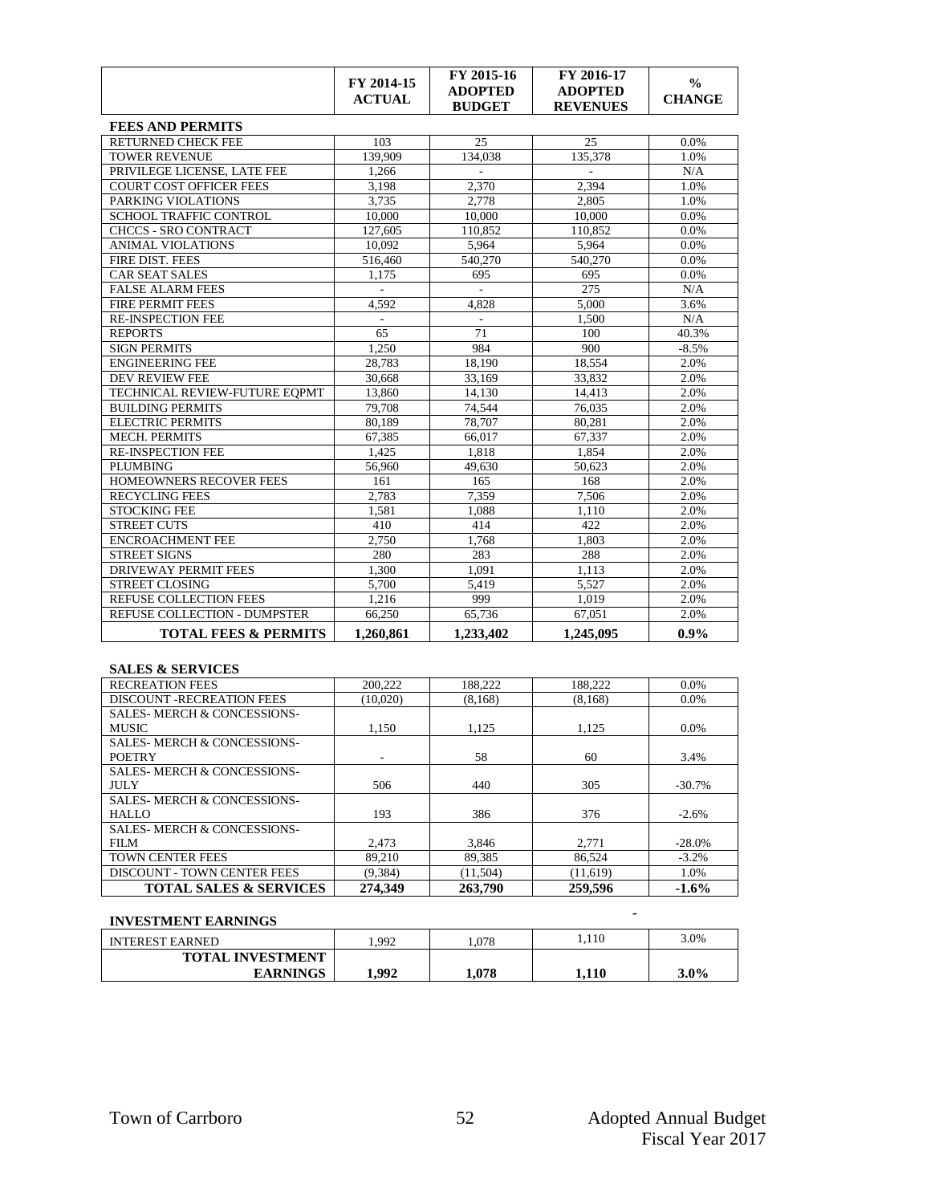| | FY 2014-15 ACTUAL | FY 2015-16 ADOPTED BUDGET | FY 2016-17 ADOPTED REVENUES | % CHANGE |
|---|---|---|---|---|
| **FEES AND PERMITS** | | | | |
| RETURNED CHECK FEE | 103 | 25 | 25 | 0.0% |
| TOWER REVENUE | 139,909 | 134,038 | 135,378 | 1.0% |
| PRIVILEGE LICENSE, LATE FEE | 1,266 | - | - | N/A |
| COURT COST OFFICER FEES | 3,198 | 2,370 | 2,394 | 1.0% |
| PARKING VIOLATIONS | 3,735 | 2,778 | 2,805 | 1.0% |
| SCHOOL TRAFFIC CONTROL | 10,000 | 10,000 | 10,000 | 0.0% |
| CHCCS - SRO CONTRACT | 127,605 | 110,852 | 110,852 | 0.0% |
| ANIMAL VIOLATIONS | 10,092 | 5,964 | 5,964 | 0.0% |
| FIRE DIST. FEES | 516,460 | 540,270 | 540,270 | 0.0% |
| CAR SEAT SALES | 1,175 | 695 | 695 | 0.0% |
| FALSE ALARM FEES | - | - | 275 | N/A |
| FIRE PERMIT FEES | 4,592 | 4,828 | 5,000 | 3.6% |
| RE-INSPECTION FEE | - | - | 1,500 | N/A |
| REPORTS | 65 | 71 | 100 | 40.3% |
| SIGN PERMITS | 1,250 | 984 | 900 | -8.5% |
| ENGINEERING FEE | 28,783 | 18,190 | 18,554 | 2.0% |
| DEV REVIEW FEE | 30,668 | 33,169 | 33,832 | 2.0% |
| TECHNICAL REVIEW-FUTURE EQPMT | 13,860 | 14,130 | 14,413 | 2.0% |
| BUILDING PERMITS | 79,708 | 74,544 | 76,035 | 2.0% |
| ELECTRIC PERMITS | 80,189 | 78,707 | 80,281 | 2.0% |
| MECH. PERMITS | 67,385 | 66,017 | 67,337 | 2.0% |
| RE-INSPECTION FEE | 1,425 | 1,818 | 1,854 | 2.0% |
| PLUMBING | 56,960 | 49,630 | 50,623 | 2.0% |
| HOMEOWNERS RECOVER FEES | 161 | 165 | 168 | 2.0% |
| RECYCLING FEES | 2,783 | 7,359 | 7,506 | 2.0% |
| STOCKING FEE | 1,581 | 1,088 | 1,110 | 2.0% |
| STREET CUTS | 410 | 414 | 422 | 2.0% |
| ENCROACHMENT FEE | 2,750 | 1,768 | 1,803 | 2.0% |
| STREET SIGNS | 280 | 283 | 288 | 2.0% |
| DRIVEWAY PERMIT FEES | 1,300 | 1,091 | 1,113 | 2.0% |
| STREET CLOSING | 5,700 | 5,419 | 5,527 | 2.0% |
| REFUSE COLLECTION FEES | 1,216 | 999 | 1,019 | 2.0% |
| REFUSE COLLECTION - DUMPSTER | 66,250 | 65,736 | 67,051 | 2.0% |
| **TOTAL FEES & PERMITS** | **1,260,861** | **1,233,402** | **1,245,095** | **0.9%** |
| **SALES & SERVICES** | | | | |
| RECREATION FEES | 200,222 | 188,222 | 188,222 | 0.0% |
| DISCOUNT -RECREATION FEES | (10,020) | (8,168) | (8,168) | 0.0% |
| SALES- MERCH & CONCESSIONS-MUSIC | 1,150 | 1,125 | 1,125 | 0.0% |
| SALES- MERCH & CONCESSIONS-POETRY | - | 58 | 60 | 3.4% |
| SALES- MERCH & CONCESSIONS-JULY | 506 | 440 | 305 | -30.7% |
| SALES- MERCH & CONCESSIONS-HALLO | 193 | 386 | 376 | -2.6% |
| SALES- MERCH & CONCESSIONS-FILM | 2,473 | 3,846 | 2,771 | -28.0% |
| TOWN CENTER FEES | 89,210 | 89,385 | 86,524 | -3.2% |
| DISCOUNT - TOWN CENTER FEES | (9,384) | (11,504) | (11,619) | 1.0% |
| **TOTAL SALES & SERVICES** | **274,349** | **263,790** | **259,596** | **-1.6%** |
| **INVESTMENT EARNINGS** | | | - | |
| INTEREST EARNED | 1,992 | 1,078 | 1,110 | 3.0% |
| **TOTAL INVESTMENT EARNINGS** | **1,992** | **1,078** | **1,110** | **3.0%** |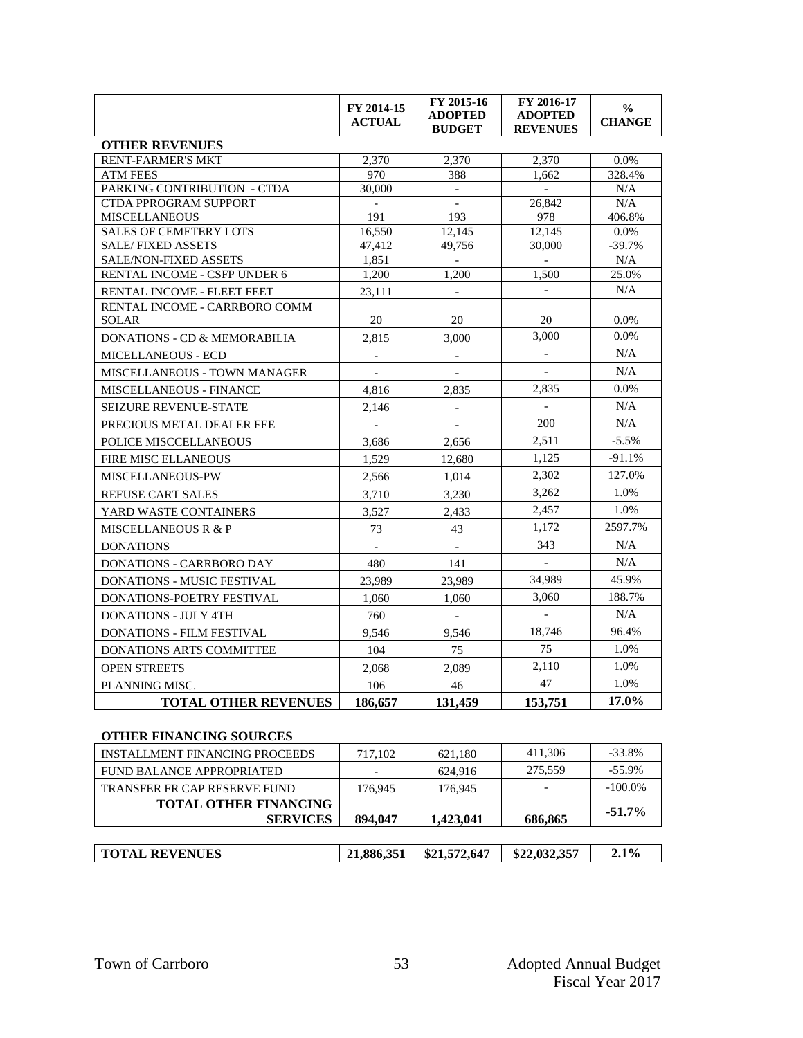| | FY 2014-15 ACTUAL | FY 2015-16 ADOPTED BUDGET | FY 2016-17 ADOPTED REVENUES | % CHANGE |
|---|---|---|---|---|
| **OTHER REVENUES** | | | | |
| RENT-FARMER'S MKT | 2,370 | 2,370 | 2,370 | 0.0% |
| ATM FEES | 970 | 388 | 1,662 | 328.4% |
| PARKING CONTRIBUTION - CTDA | 30,000 | - | - | N/A |
| CTDA PPROGRAM SUPPORT | - | - | 26,842 | N/A |
| MISCELLANEOUS | 191 | 193 | 978 | 406.8% |
| SALES OF CEMETERY LOTS | 16,550 | 12,145 | 12,145 | 0.0% |
| SALE/ FIXED ASSETS | 47,412 | 49,756 | 30,000 | -39.7% |
| SALE/NON-FIXED ASSETS | 1,851 | - | - | N/A |
| RENTAL INCOME - CSFP UNDER 6 | 1,200 | 1,200 | 1,500 | 25.0% |
| RENTAL INCOME - FLEET FEET | 23,111 | - | - | N/A |
| RENTAL INCOME - CARRBORO COMM SOLAR | 20 | 20 | 20 | 0.0% |
| DONATIONS - CD & MEMORABILIA | 2,815 | 3,000 | 3,000 | 0.0% |
| MICELLANEOUS - ECD | - | - | - | N/A |
| MISCELLANEOUS - TOWN MANAGER | - | - | - | N/A |
| MISCELLANEOUS - FINANCE | 4,816 | 2,835 | 2,835 | 0.0% |
| SEIZURE REVENUE-STATE | 2,146 | - | - | N/A |
| PRECIOUS METAL DEALER FEE | - | - | 200 | N/A |
| POLICE MISCCELLANEOUS | 3,686 | 2,656 | 2,511 | -5.5% |
| FIRE MISC ELLANEOUS | 1,529 | 12,680 | 1,125 | -91.1% |
| MISCELLANEOUS-PW | 2,566 | 1,014 | 2,302 | 127.0% |
| REFUSE CART SALES | 3,710 | 3,230 | 3,262 | 1.0% |
| YARD WASTE CONTAINERS | 3,527 | 2,433 | 2,457 | 1.0% |
| MISCELLANEOUS R & P | 73 | 43 | 1,172 | 2597.7% |
| DONATIONS | - | - | 343 | N/A |
| DONATIONS - CARRBORO DAY | 480 | 141 | - | N/A |
| DONATIONS - MUSIC FESTIVAL | 23,989 | 23,989 | 34,989 | 45.9% |
| DONATIONS-POETRY FESTIVAL | 1,060 | 1,060 | 3,060 | 188.7% |
| DONATIONS - JULY 4TH | 760 | - | - | N/A |
| DONATIONS - FILM FESTIVAL | 9,546 | 9,546 | 18,746 | 96.4% |
| DONATIONS ARTS COMMITTEE | 104 | 75 | 75 | 1.0% |
| OPEN STREETS | 2,068 | 2,089 | 2,110 | 1.0% |
| PLANNING MISC. | 106 | 46 | 47 | 1.0% |
| **TOTAL OTHER REVENUES** | **186,657** | **131,459** | **153,751** | **17.0%** |

| **OTHER FINANCING SOURCES** | | | | |
|---|---|---|---|---|
| INSTALLMENT FINANCING PROCEEDS | 717,102 | 621,180 | 411,306 | -33.8% |
| FUND BALANCE APPROPRIATED | - | 624,916 | 275,559 | -55.9% |
| TRANSFER FR CAP RESERVE FUND | 176,945 | 176,945 | - | -100.0% |
| **TOTAL OTHER FINANCING SERVICES** | **894,047** | **1,423,041** | **686,865** | **-51.7%** |

| **TOTAL REVENUES** | **21,886,351** | **$21,572,647** | **$22,032,357** | **2.1%** |
|---|---|---|---|---|

Town of Carrboro | Adopted Annual Budget Fiscal Year 2017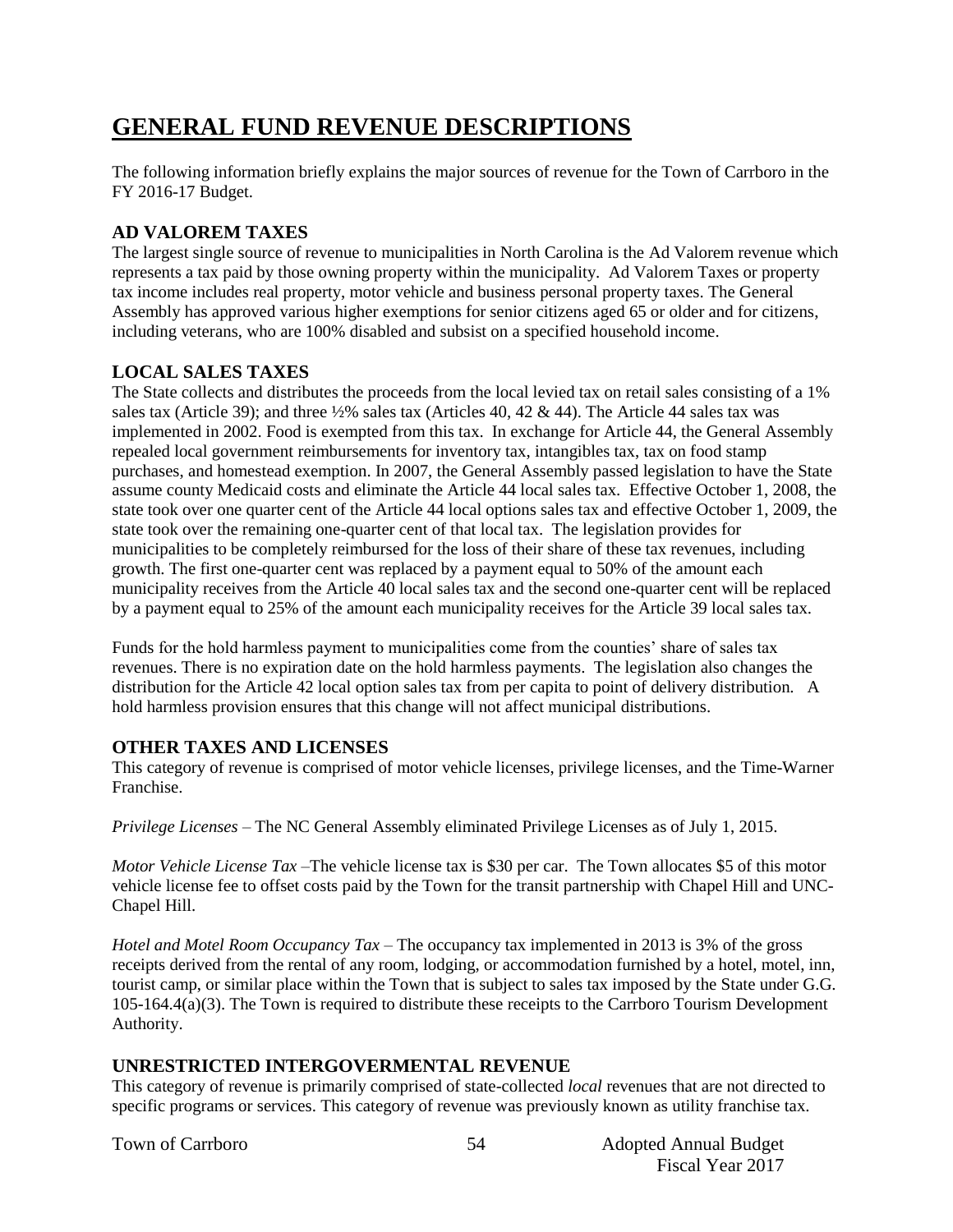# GENERAL FUND REVENUE DESCRIPTIONS

The following information briefly explains the major sources of revenue for the Town of Carrboro in the FY 2016-17 Budget.

### AD VALOREM TAXES

The largest single source of revenue to municipalities in North Carolina is the Ad Valorem revenue which represents a tax paid by those owning property within the municipality. Ad Valorem Taxes or property tax income includes real property, motor vehicle and business personal property taxes. The General Assembly has approved various higher exemptions for senior citizens aged 65 or older and for citizens, including veterans, who are 100% disabled and subsist on a specified household income.

### LOCAL SALES TAXES

The State collects and distributes the proceeds from the local levied tax on retail sales consisting of a 1% sales tax (Article 39); and three ½% sales tax (Articles 40, 42 & 44). The Article 44 sales tax was implemented in 2002. Food is exempted from this tax. In exchange for Article 44, the General Assembly repealed local government reimbursements for inventory tax, intangibles tax, tax on food stamp purchases, and homestead exemption. In 2007, the General Assembly passed legislation to have the State assume county Medicaid costs and eliminate the Article 44 local sales tax. Effective October 1, 2008, the state took over one quarter cent of the Article 44 local options sales tax and effective October 1, 2009, the state took over the remaining one-quarter cent of that local tax. The legislation provides for municipalities to be completely reimbursed for the loss of their share of these tax revenues, including growth. The first one-quarter cent was replaced by a payment equal to 50% of the amount each municipality receives from the Article 40 local sales tax and the second one-quarter cent will be replaced by a payment equal to 25% of the amount each municipality receives for the Article 39 local sales tax.

Funds for the hold harmless payment to municipalities come from the counties' share of sales tax revenues. There is no expiration date on the hold harmless payments. The legislation also changes the distribution for the Article 42 local option sales tax from per capita to point of delivery distribution. A hold harmless provision ensures that this change will not affect municipal distributions.

### OTHER TAXES AND LICENSES

This category of revenue is comprised of motor vehicle licenses, privilege licenses, and the Time-Warner Franchise.

*Privilege Licenses* – The NC General Assembly eliminated Privilege Licenses as of July 1, 2015.

*Motor Vehicle License Tax* –The vehicle license tax is $30 per car. The Town allocates $5 of this motor vehicle license fee to offset costs paid by the Town for the transit partnership with Chapel Hill and UNC-Chapel Hill.

*Hotel and Motel Room Occupancy Tax* – The occupancy tax implemented in 2013 is 3% of the gross receipts derived from the rental of any room, lodging, or accommodation furnished by a hotel, motel, inn, tourist camp, or similar place within the Town that is subject to sales tax imposed by the State under G.G. 105-164.4(a)(3). The Town is required to distribute these receipts to the Carrboro Tourism Development Authority.

### UNRESTRICTED INTERGOVERMENTAL REVENUE

This category of revenue is primarily comprised of state-collected *local* revenues that are not directed to specific programs or services. This category of revenue was previously known as utility franchise tax.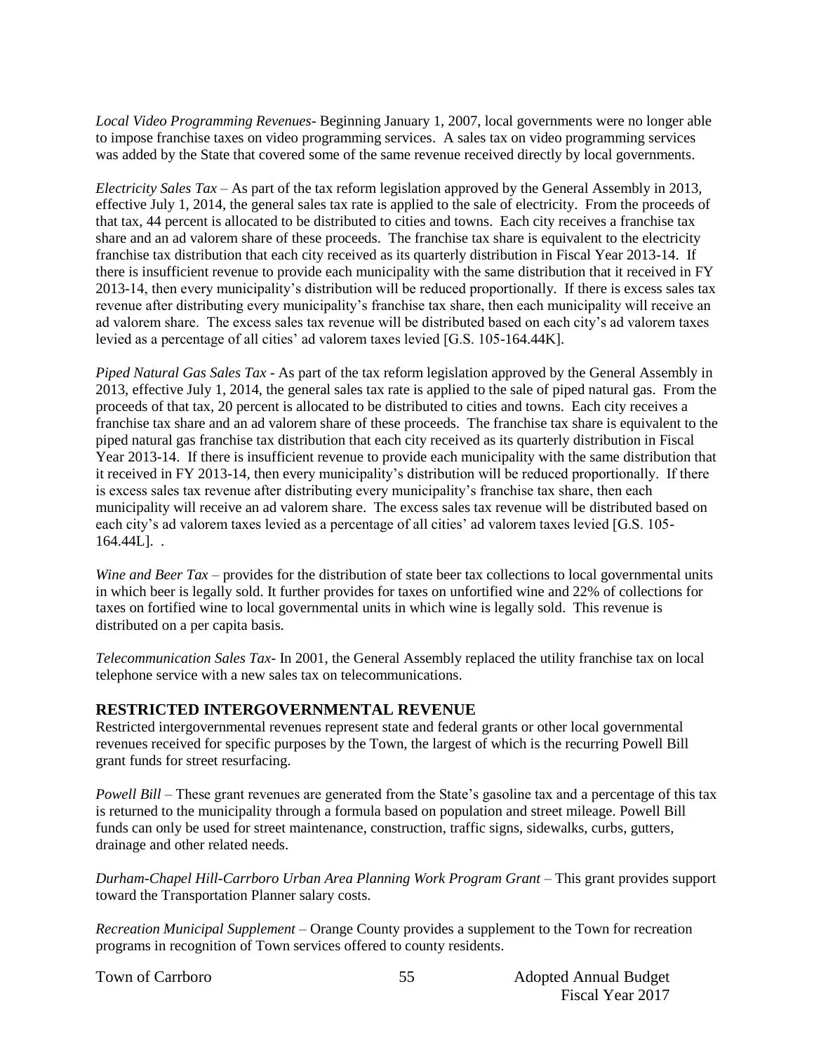*Local Video Programming Revenues*- Beginning January 1, 2007, local governments were no longer able to impose franchise taxes on video programming services. A sales tax on video programming services was added by the State that covered some of the same revenue received directly by local governments.

*Electricity Sales Tax* – As part of the tax reform legislation approved by the General Assembly in 2013, effective July 1, 2014, the general sales tax rate is applied to the sale of electricity. From the proceeds of that tax, 44 percent is allocated to be distributed to cities and towns. Each city receives a franchise tax share and an ad valorem share of these proceeds. The franchise tax share is equivalent to the electricity franchise tax distribution that each city received as its quarterly distribution in Fiscal Year 2013-14. If there is insufficient revenue to provide each municipality with the same distribution that it received in FY 2013-14, then every municipality's distribution will be reduced proportionally. If there is excess sales tax revenue after distributing every municipality's franchise tax share, then each municipality will receive an ad valorem share. The excess sales tax revenue will be distributed based on each city's ad valorem taxes levied as a percentage of all cities' ad valorem taxes levied [G.S. 105-164.44K].

*Piped Natural Gas Sales Tax* - As part of the tax reform legislation approved by the General Assembly in 2013, effective July 1, 2014, the general sales tax rate is applied to the sale of piped natural gas. From the proceeds of that tax, 20 percent is allocated to be distributed to cities and towns. Each city receives a franchise tax share and an ad valorem share of these proceeds. The franchise tax share is equivalent to the piped natural gas franchise tax distribution that each city received as its quarterly distribution in Fiscal Year 2013-14. If there is insufficient revenue to provide each municipality with the same distribution that it received in FY 2013-14, then every municipality's distribution will be reduced proportionally. If there is excess sales tax revenue after distributing every municipality's franchise tax share, then each municipality will receive an ad valorem share. The excess sales tax revenue will be distributed based on each city's ad valorem taxes levied as a percentage of all cities' ad valorem taxes levied [G.S. 105-164.44L]. .

*Wine and Beer Tax* – provides for the distribution of state beer tax collections to local governmental units in which beer is legally sold. It further provides for taxes on unfortified wine and 22% of collections for taxes on fortified wine to local governmental units in which wine is legally sold. This revenue is distributed on a per capita basis.

*Telecommunication Sales Tax*- In 2001, the General Assembly replaced the utility franchise tax on local telephone service with a new sales tax on telecommunications.

## RESTRICTED INTERGOVERNMENTAL REVENUE

Restricted intergovernmental revenues represent state and federal grants or other local governmental revenues received for specific purposes by the Town, the largest of which is the recurring Powell Bill grant funds for street resurfacing.

*Powell Bill* – These grant revenues are generated from the State's gasoline tax and a percentage of this tax is returned to the municipality through a formula based on population and street mileage. Powell Bill funds can only be used for street maintenance, construction, traffic signs, sidewalks, curbs, gutters, drainage and other related needs.

*Durham-Chapel Hill-Carrboro Urban Area Planning Work Program Grant* – This grant provides support toward the Transportation Planner salary costs.

*Recreation Municipal Supplement* – Orange County provides a supplement to the Town for recreation programs in recognition of Town services offered to county residents.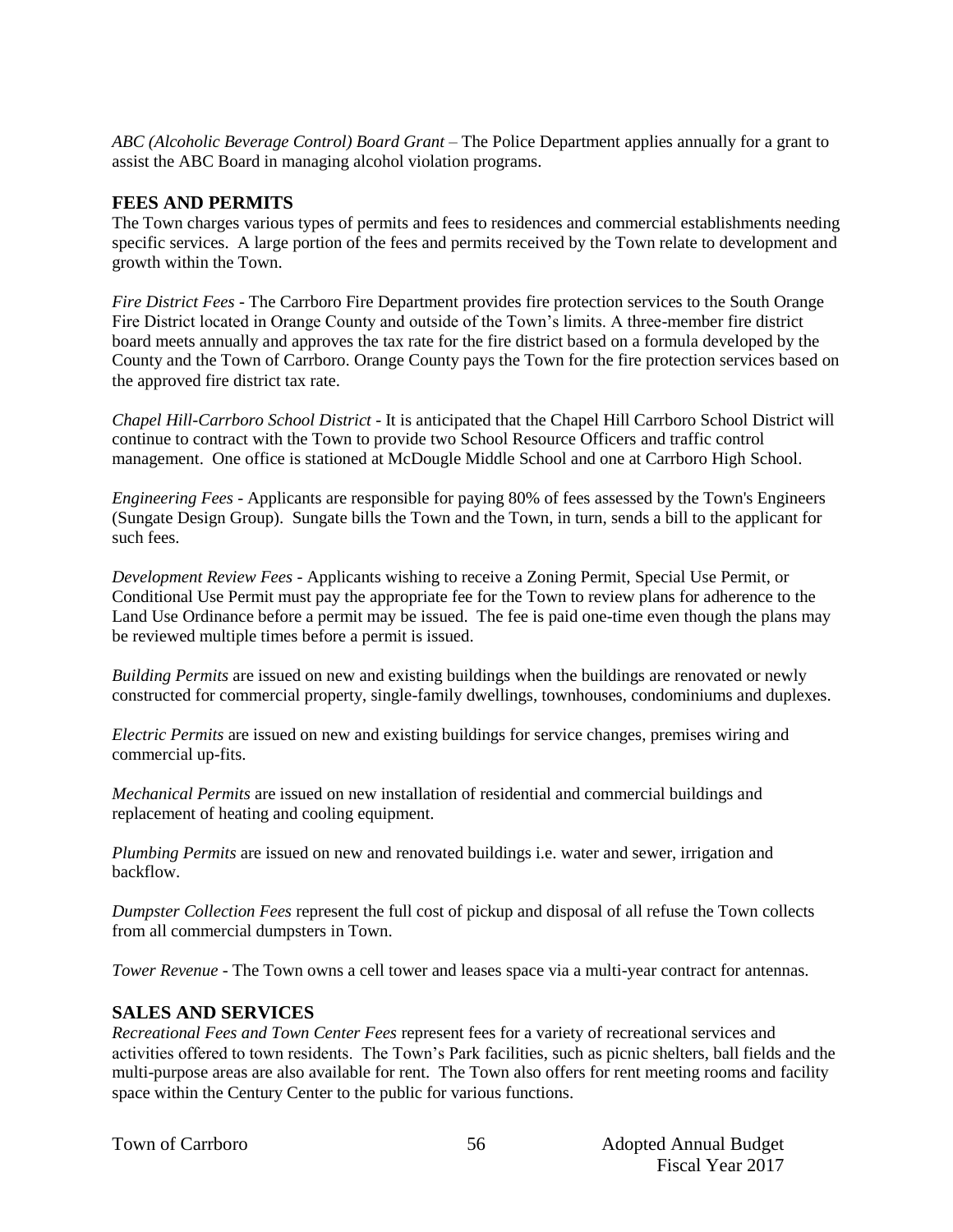*ABC (Alcoholic Beverage Control) Board Grant* – The Police Department applies annually for a grant to assist the ABC Board in managing alcohol violation programs.

## FEES AND PERMITS

The Town charges various types of permits and fees to residences and commercial establishments needing specific services. A large portion of the fees and permits received by the Town relate to development and growth within the Town.

*Fire District Fees* - The Carrboro Fire Department provides fire protection services to the South Orange Fire District located in Orange County and outside of the Town's limits. A three-member fire district board meets annually and approves the tax rate for the fire district based on a formula developed by the County and the Town of Carrboro. Orange County pays the Town for the fire protection services based on the approved fire district tax rate.

*Chapel Hill-Carrboro School District* - It is anticipated that the Chapel Hill Carrboro School District will continue to contract with the Town to provide two School Resource Officers and traffic control management. One office is stationed at McDougle Middle School and one at Carrboro High School.

*Engineering Fees* - Applicants are responsible for paying 80% of fees assessed by the Town's Engineers (Sungate Design Group). Sungate bills the Town and the Town, in turn, sends a bill to the applicant for such fees.

*Development Review Fees* - Applicants wishing to receive a Zoning Permit, Special Use Permit, or Conditional Use Permit must pay the appropriate fee for the Town to review plans for adherence to the Land Use Ordinance before a permit may be issued. The fee is paid one-time even though the plans may be reviewed multiple times before a permit is issued.

*Building Permits* are issued on new and existing buildings when the buildings are renovated or newly constructed for commercial property, single-family dwellings, townhouses, condominiums and duplexes.

*Electric Permits* are issued on new and existing buildings for service changes, premises wiring and commercial up-fits.

*Mechanical Permits* are issued on new installation of residential and commercial buildings and replacement of heating and cooling equipment.

*Plumbing Permits* are issued on new and renovated buildings i.e. water and sewer, irrigation and backflow.

*Dumpster Collection Fees* represent the full cost of pickup and disposal of all refuse the Town collects from all commercial dumpsters in Town.

*Tower Revenue* - The Town owns a cell tower and leases space via a multi-year contract for antennas.

## SALES AND SERVICES

*Recreational Fees and Town Center Fees* represent fees for a variety of recreational services and activities offered to town residents. The Town's Park facilities, such as picnic shelters, ball fields and the multi-purpose areas are also available for rent. The Town also offers for rent meeting rooms and facility space within the Century Center to the public for various functions.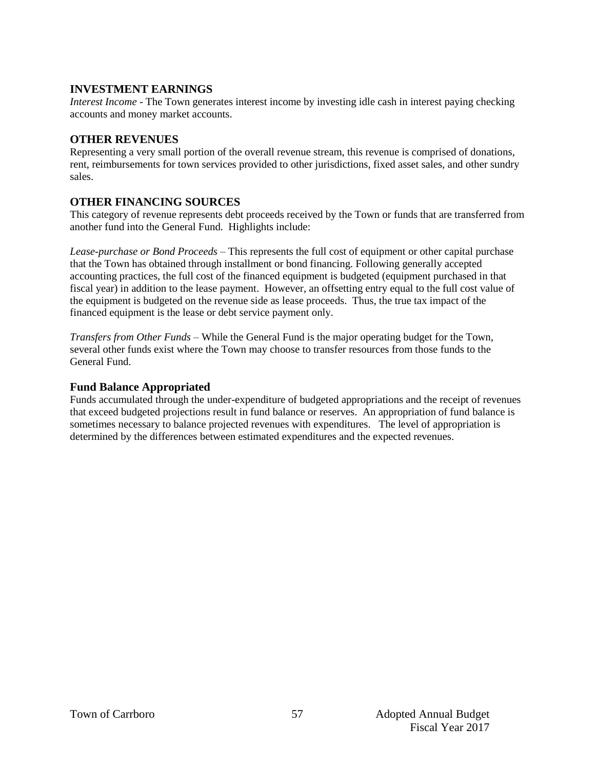## INVESTMENT EARNINGS

*Interest Income* - The Town generates interest income by investing idle cash in interest paying checking accounts and money market accounts.

## OTHER REVENUES

Representing a very small portion of the overall revenue stream, this revenue is comprised of donations, rent, reimbursements for town services provided to other jurisdictions, fixed asset sales, and other sundry sales.

## OTHER FINANCING SOURCES

This category of revenue represents debt proceeds received by the Town or funds that are transferred from another fund into the General Fund. Highlights include:

*Lease-purchase or Bond Proceeds* – This represents the full cost of equipment or other capital purchase that the Town has obtained through installment or bond financing. Following generally accepted accounting practices, the full cost of the financed equipment is budgeted (equipment purchased in that fiscal year) in addition to the lease payment. However, an offsetting entry equal to the full cost value of the equipment is budgeted on the revenue side as lease proceeds. Thus, the true tax impact of the financed equipment is the lease or debt service payment only.

*Transfers from Other Funds* – While the General Fund is the major operating budget for the Town, several other funds exist where the Town may choose to transfer resources from those funds to the General Fund.

## Fund Balance Appropriated

Funds accumulated through the under-expenditure of budgeted appropriations and the receipt of revenues that exceed budgeted projections result in fund balance or reserves. An appropriation of fund balance is sometimes necessary to balance projected revenues with expenditures. The level of appropriation is determined by the differences between estimated expenditures and the expected revenues.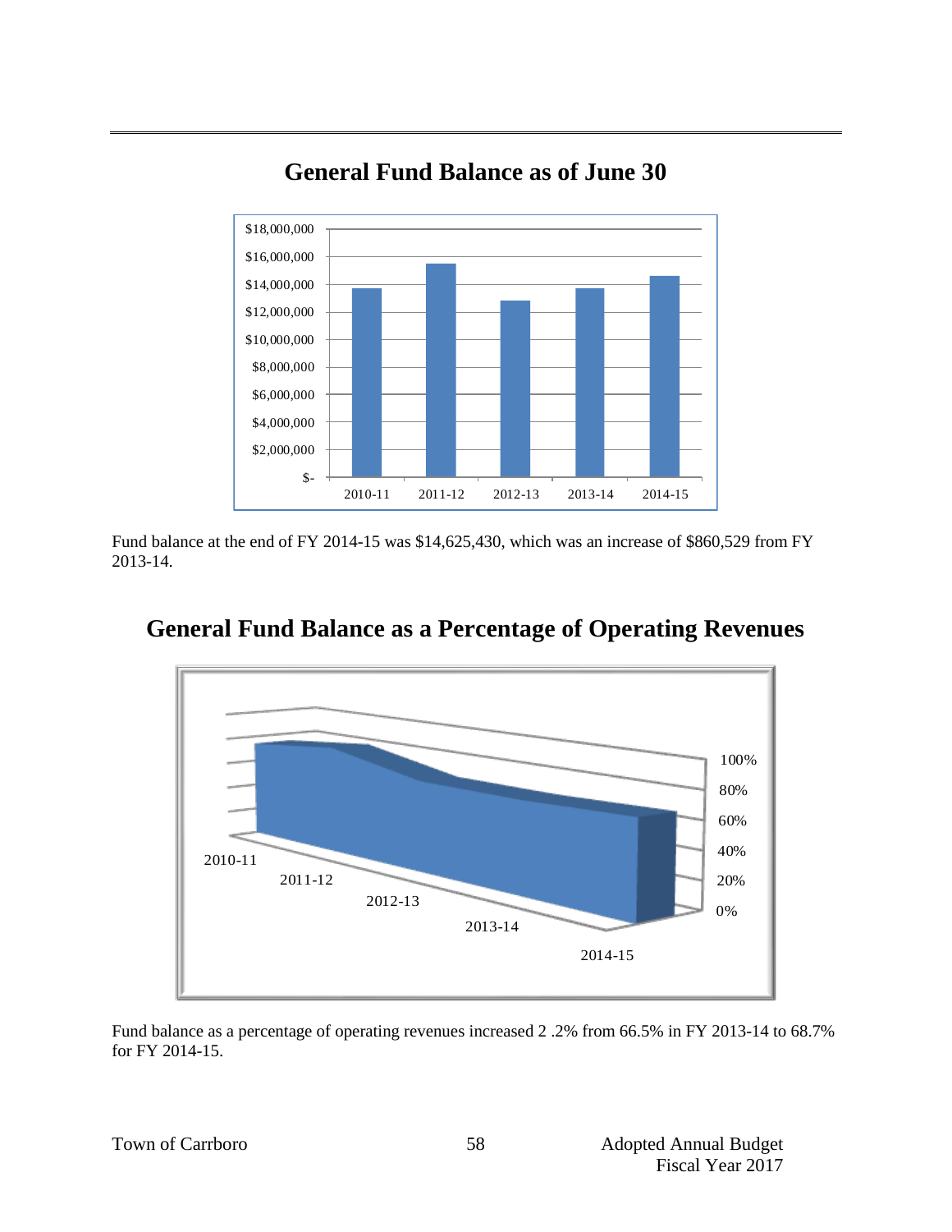## General Fund Balance as of June 30

Fund balance at the end of FY 2014-15 was $14,625,430, which was an increase of $860,529 from FY 2013-14.

## General Fund Balance as a Percentage of Operating Revenues

Fund balance as a percentage of operating revenues increased 2 .2% from 66.5% in FY 2013-14 to 68.7% for FY 2014-15.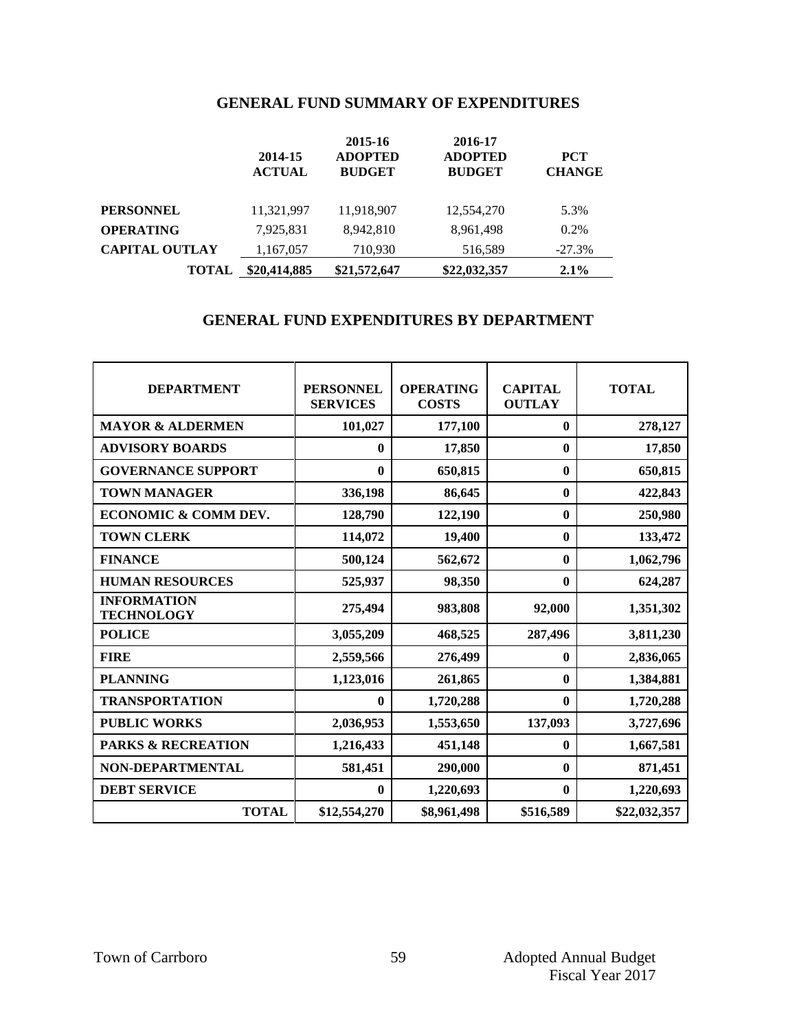## GENERAL FUND SUMMARY OF EXPENDITURES

| | 2014-15 ACTUAL | 2015-16 ADOPTED BUDGET | 2016-17 ADOPTED BUDGET | PCT CHANGE |
|---|---|---|---|---|
| **PERSONNEL** | 11,321,997 | 11,918,907 | 12,554,270 | 5.3% |
| **OPERATING** | 7,925,831 | 8,942,810 | 8,961,498 | 0.2% |
| **CAPITAL OUTLAY** | 1,167,057 | 710,930 | 516,589 | -27.3% |
| **TOTAL** | **$20,414,885** | **$21,572,647** | **$22,032,357** | **2.1%** |

## GENERAL FUND EXPENDITURES BY DEPARTMENT

| DEPARTMENT | PERSONNEL SERVICES | OPERATING COSTS | CAPITAL OUTLAY | TOTAL |
|---|---|---|---|---|
| **MAYOR & ALDERMEN** | **101,027** | **177,100** | **0** | **278,127** |
| **ADVISORY BOARDS** | **0** | **17,850** | **0** | **17,850** |
| **GOVERNANCE SUPPORT** | **0** | **650,815** | **0** | **650,815** |
| **TOWN MANAGER** | **336,198** | **86,645** | **0** | **422,843** |
| **ECONOMIC & COMM DEV.** | **128,790** | **122,190** | **0** | **250,980** |
| **TOWN CLERK** | **114,072** | **19,400** | **0** | **133,472** |
| **FINANCE** | **500,124** | **562,672** | **0** | **1,062,796** |
| **HUMAN RESOURCES** | **525,937** | **98,350** | **0** | **624,287** |
| **INFORMATION TECHNOLOGY** | **275,494** | **983,808** | **92,000** | **1,351,302** |
| **POLICE** | **3,055,209** | **468,525** | **287,496** | **3,811,230** |
| **FIRE** | **2,559,566** | **276,499** | **0** | **2,836,065** |
| **PLANNING** | **1,123,016** | **261,865** | **0** | **1,384,881** |
| **TRANSPORTATION** | **0** | **1,720,288** | **0** | **1,720,288** |
| **PUBLIC WORKS** | **2,036,953** | **1,553,650** | **137,093** | **3,727,696** |
| **PARKS & RECREATION** | **1,216,433** | **451,148** | **0** | **1,667,581** |
| **NON-DEPARTMENTAL** | **581,451** | **290,000** | **0** | **871,451** |
| **DEBT SERVICE** | **0** | **1,220,693** | **0** | **1,220,693** |
| **TOTAL** | **$12,554,270** | **$8,961,498** | **$516,589** | **$22,032,357** |